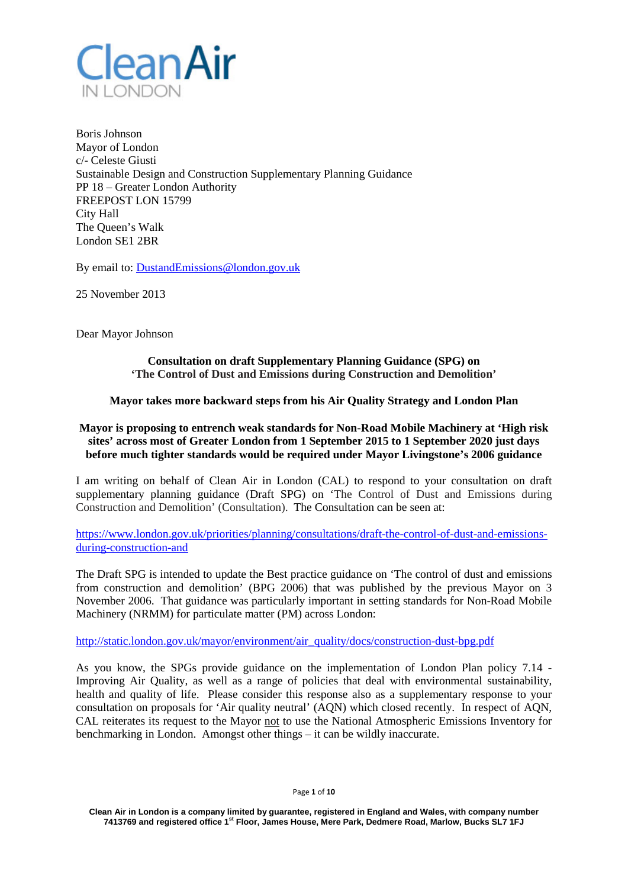**Clean Air**
IN LONDON

Boris Johnson
Mayor of London
c/- Celeste Giusti
Sustainable Design and Construction Supplementary Planning Guidance
PP 18 – Greater London Authority
FREEPOST LON 15799
City Hall
The Queen's Walk
London SE1 2BR

By email to: DustandEmissions@london.gov.uk

25 November 2013

Dear Mayor Johnson

**Consultation on draft Supplementary Planning Guidance (SPG) on 'The Control of Dust and Emissions during Construction and Demolition'**

**Mayor takes more backward steps from his Air Quality Strategy and London Plan**

**Mayor is proposing to entrench weak standards for Non-Road Mobile Machinery at 'High risk sites' across most of Greater London from 1 September 2015 to 1 September 2020 just days before much tighter standards would be required under Mayor Livingstone's 2006 guidance**

I am writing on behalf of Clean Air in London (CAL) to respond to your consultation on draft supplementary planning guidance (Draft SPG) on 'The Control of Dust and Emissions during Construction and Demolition' (Consultation). The Consultation can be seen at:

https://www.london.gov.uk/priorities/planning/consultations/draft-the-control-of-dust-and-emissions-during-construction-and

The Draft SPG is intended to update the Best practice guidance on 'The control of dust and emissions from construction and demolition' (BPG 2006) that was published by the previous Mayor on 3 November 2006. That guidance was particularly important in setting standards for Non-Road Mobile Machinery (NRMM) for particulate matter (PM) across London:

http://static.london.gov.uk/mayor/environment/air_quality/docs/construction-dust-bpg.pdf

As you know, the SPGs provide guidance on the implementation of London Plan policy 7.14 - Improving Air Quality, as well as a range of policies that deal with environmental sustainability, health and quality of life. Please consider this response also as a supplementary response to your consultation on proposals for 'Air quality neutral' (AQN) which closed recently. In respect of AQN, CAL reiterates its request to the Mayor not to use the National Atmospheric Emissions Inventory for benchmarking in London. Amongst other things – it can be wildly inaccurate.

Clean Air in London is a company limited by guarantee, registered in England and Wales, with company number 7413769 and registered office 1st Floor, James House, Mere Park, Dedmere Road, Marlow, Bucks SL7 1FJ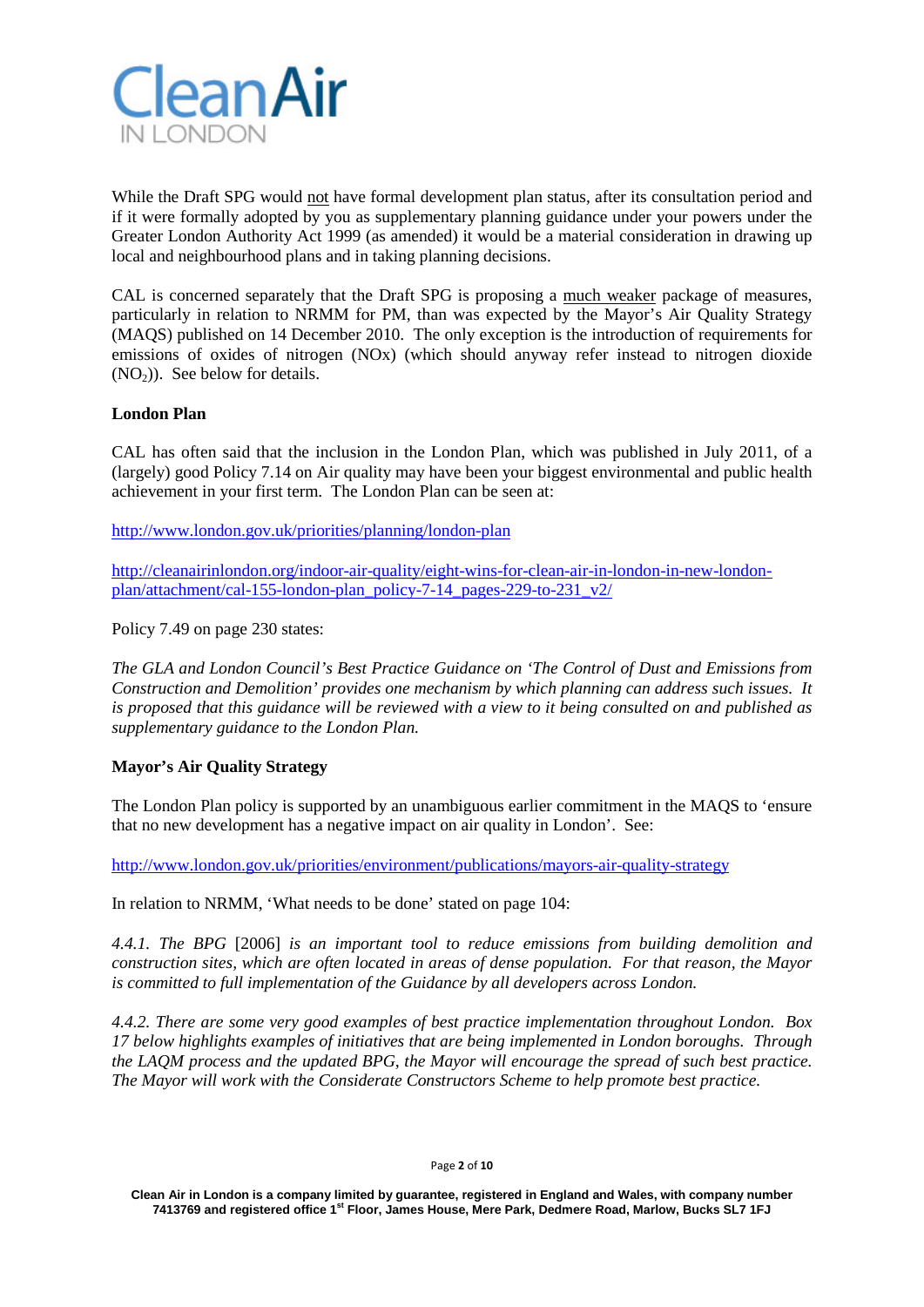While the Draft SPG would not have formal development plan status, after its consultation period and if it were formally adopted by you as supplementary planning guidance under your powers under the Greater London Authority Act 1999 (as amended) it would be a material consideration in drawing up local and neighbourhood plans and in taking planning decisions.

CAL is concerned separately that the Draft SPG is proposing a much weaker package of measures, particularly in relation to NRMM for PM, than was expected by the Mayor's Air Quality Strategy (MAQS) published on 14 December 2010. The only exception is the introduction of requirements for emissions of oxides of nitrogen (NOx) (which should anyway refer instead to nitrogen dioxide ($NO_2$)). See below for details.

**London Plan**

CAL has often said that the inclusion in the London Plan, which was published in July 2011, of a (largely) good Policy 7.14 on Air quality may have been your biggest environmental and public health achievement in your first term. The London Plan can be seen at:

http://www.london.gov.uk/priorities/planning/london-plan

http://cleanairinlondon.org/indoor-air-quality/eight-wins-for-clean-air-in-london-in-new-london-plan/attachment/cal-155-london-plan_policy-7-14_pages-229-to-231_v2/

Policy 7.49 on page 230 states:

*The GLA and London Council's Best Practice Guidance on 'The Control of Dust and Emissions from Construction and Demolition' provides one mechanism by which planning can address such issues. It is proposed that this guidance will be reviewed with a view to it being consulted on and published as supplementary guidance to the London Plan.*

**Mayor's Air Quality Strategy**

The London Plan policy is supported by an unambiguous earlier commitment in the MAQS to 'ensure that no new development has a negative impact on air quality in London'. See:

http://www.london.gov.uk/priorities/environment/publications/mayors-air-quality-strategy

In relation to NRMM, 'What needs to be done' stated on page 104:

*4.4.1. The BPG* [2006] *is an important tool to reduce emissions from building demolition and construction sites, which are often located in areas of dense population. For that reason, the Mayor is committed to full implementation of the Guidance by all developers across London.*

*4.4.2. There are some very good examples of best practice implementation throughout London. Box 17 below highlights examples of initiatives that are being implemented in London boroughs. Through the LAQM process and the updated BPG, the Mayor will encourage the spread of such best practice. The Mayor will work with the Considerate Constructors Scheme to help promote best practice.*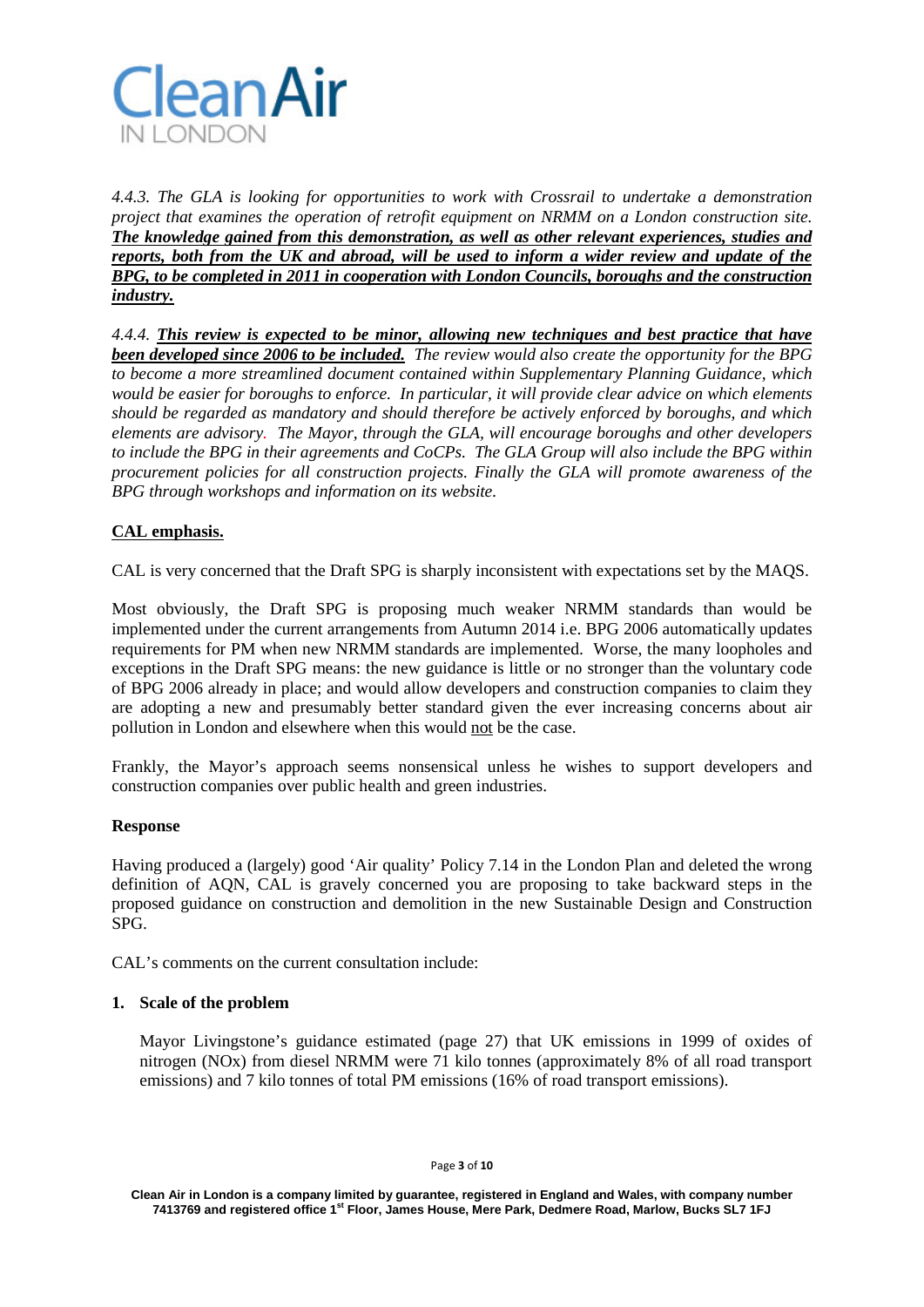*4.4.3. The GLA is looking for opportunities to work with Crossrail to undertake a demonstration project that examines the operation of retrofit equipment on NRMM on a London construction site.* ***<u>The knowledge gained from this demonstration, as well as other relevant experiences, studies and reports, both from the UK and abroad, will be used to inform a wider review and update of the BPG, to be completed in 2011 in cooperation with London Councils, boroughs and the construction industry.</u>***

*4.4.4.* ***<u>This review is expected to be minor, allowing new techniques and best practice that have been developed since 2006 to be included.</u>*** *The review would also create the opportunity for the BPG to become a more streamlined document contained within Supplementary Planning Guidance, which would be easier for boroughs to enforce. In particular, it will provide clear advice on which elements should be regarded as mandatory and should therefore be actively enforced by boroughs, and which elements are advisory. The Mayor, through the GLA, will encourage boroughs and other developers to include the BPG in their agreements and CoCPs. The GLA Group will also include the BPG within procurement policies for all construction projects. Finally the GLA will promote awareness of the BPG through workshops and information on its website.*

**<u>CAL emphasis.</u>**

CAL is very concerned that the Draft SPG is sharply inconsistent with expectations set by the MAQS.

Most obviously, the Draft SPG is proposing much weaker NRMM standards than would be implemented under the current arrangements from Autumn 2014 i.e. BPG 2006 automatically updates requirements for PM when new NRMM standards are implemented. Worse, the many loopholes and exceptions in the Draft SPG means: the new guidance is little or no stronger than the voluntary code of BPG 2006 already in place; and would allow developers and construction companies to claim they are adopting a new and presumably better standard given the ever increasing concerns about air pollution in London and elsewhere when this would <u>not</u> be the case.

Frankly, the Mayor's approach seems nonsensical unless he wishes to support developers and construction companies over public health and green industries.

**Response**

Having produced a (largely) good 'Air quality' Policy 7.14 in the London Plan and deleted the wrong definition of AQN, CAL is gravely concerned you are proposing to take backward steps in the proposed guidance on construction and demolition in the new Sustainable Design and Construction SPG.

CAL's comments on the current consultation include:

1. **Scale of the problem**

   Mayor Livingstone's guidance estimated (page 27) that UK emissions in 1999 of oxides of nitrogen (NOx) from diesel NRMM were 71 kilo tonnes (approximately 8% of all road transport emissions) and 7 kilo tonnes of total PM emissions (16% of road transport emissions).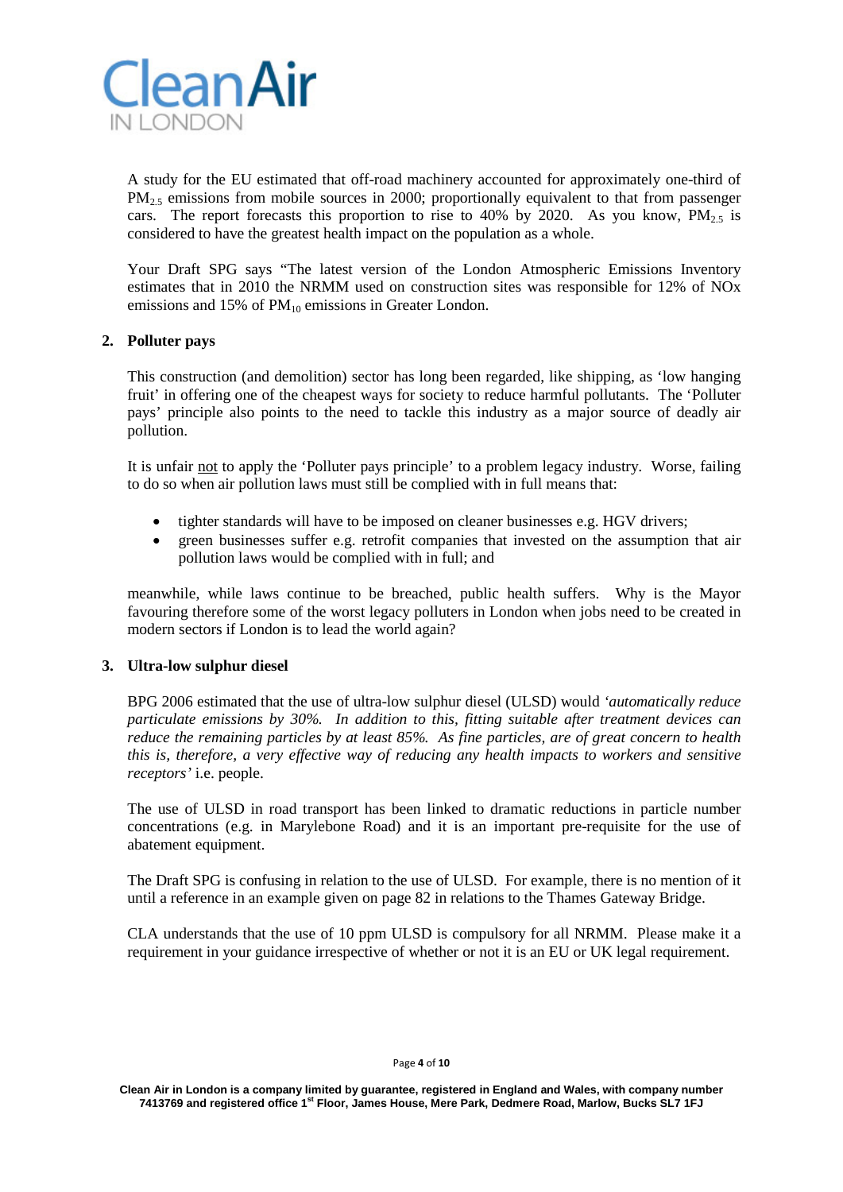A study for the EU estimated that off-road machinery accounted for approximately one-third of $PM_{2.5}$ emissions from mobile sources in 2000; proportionally equivalent to that from passenger cars. The report forecasts this proportion to rise to 40% by 2020. As you know, $PM_{2.5}$ is considered to have the greatest health impact on the population as a whole.

Your Draft SPG says "The latest version of the London Atmospheric Emissions Inventory estimates that in 2010 the NRMM used on construction sites was responsible for 12% of NOx emissions and 15% of $PM_{10}$ emissions in Greater London.

**2. Polluter pays**

This construction (and demolition) sector has long been regarded, like shipping, as 'low hanging fruit' in offering one of the cheapest ways for society to reduce harmful pollutants. The 'Polluter pays' principle also points to the need to tackle this industry as a major source of deadly air pollution.

It is unfair <u>not</u> to apply the 'Polluter pays principle' to a problem legacy industry. Worse, failing to do so when air pollution laws must still be complied with in full means that:

- tighter standards will have to be imposed on cleaner businesses e.g. HGV drivers;
- green businesses suffer e.g. retrofit companies that invested on the assumption that air pollution laws would be complied with in full; and

meanwhile, while laws continue to be breached, public health suffers. Why is the Mayor favouring therefore some of the worst legacy polluters in London when jobs need to be created in modern sectors if London is to lead the world again?

**3. Ultra-low sulphur diesel**

BPG 2006 estimated that the use of ultra-low sulphur diesel (ULSD) would *'automatically reduce particulate emissions by 30%. In addition to this, fitting suitable after treatment devices can reduce the remaining particles by at least 85%. As fine particles, are of great concern to health this is, therefore, a very effective way of reducing any health impacts to workers and sensitive receptors'* i.e. people.

The use of ULSD in road transport has been linked to dramatic reductions in particle number concentrations (e.g. in Marylebone Road) and it is an important pre-requisite for the use of abatement equipment.

The Draft SPG is confusing in relation to the use of ULSD. For example, there is no mention of it until a reference in an example given on page 82 in relations to the Thames Gateway Bridge.

CLA understands that the use of 10 ppm ULSD is compulsory for all NRMM. Please make it a requirement in your guidance irrespective of whether or not it is an EU or UK legal requirement.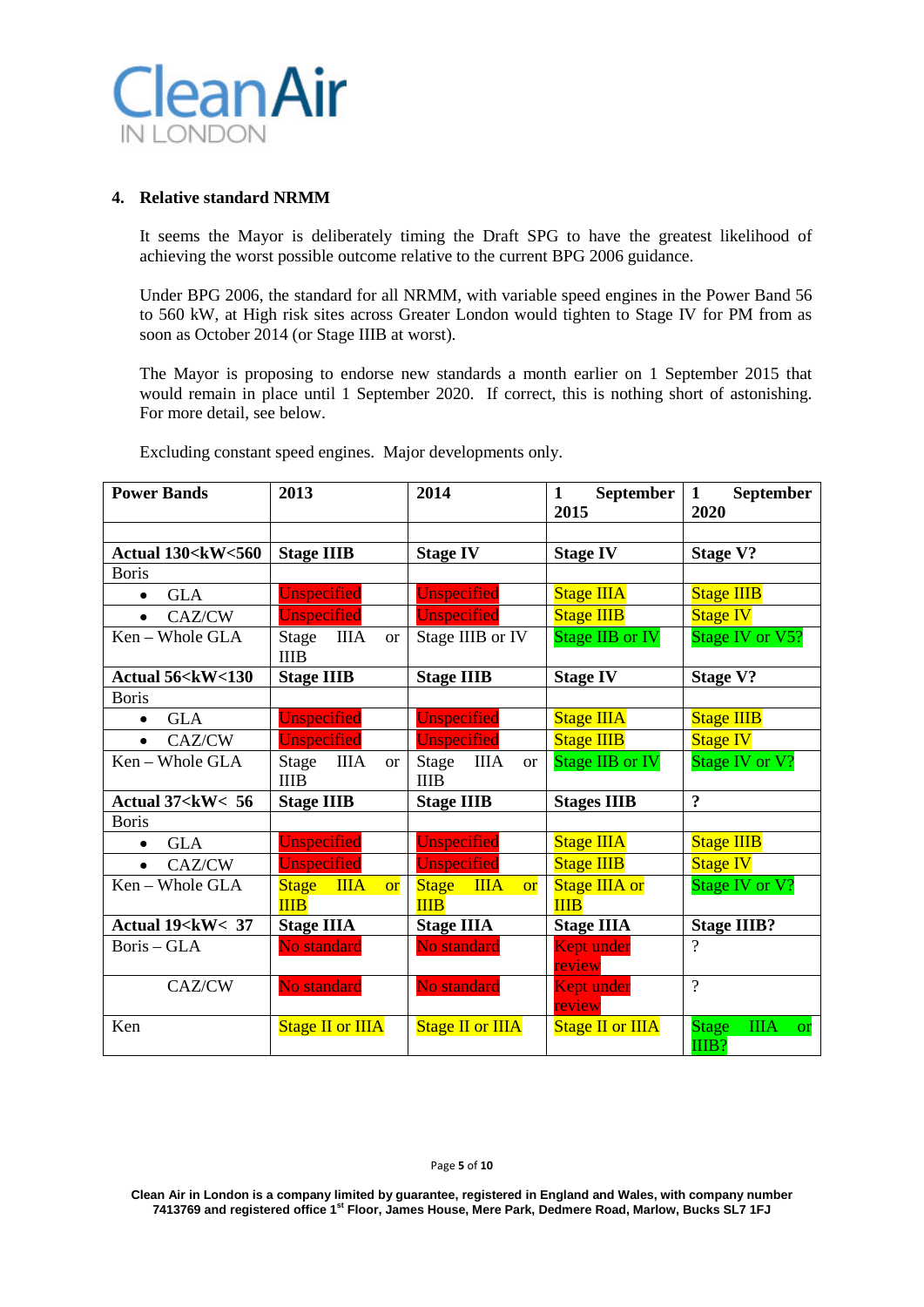## 4. Relative standard NRMM

It seems the Mayor is deliberately timing the Draft SPG to have the greatest likelihood of achieving the worst possible outcome relative to the current BPG 2006 guidance.

Under BPG 2006, the standard for all NRMM, with variable speed engines in the Power Band 56 to 560 kW, at High risk sites across Greater London would tighten to Stage IV for PM from as soon as October 2014 (or Stage IIIB at worst).

The Mayor is proposing to endorse new standards a month earlier on 1 September 2015 that would remain in place until 1 September 2020. If correct, this is nothing short of astonishing. For more detail, see below.

Excluding constant speed engines. Major developments only.

| Power Bands | 2013 | 2014 | 1 September 2015 | 1 September 2020 |
|---|---|---|---|---|
| | | | | |
| **Actual 130<kW<560** | **Stage IIIB** | **Stage IV** | **Stage IV** | **Stage V?** |
| Boris | | | | |
| • GLA | Unspecified | Unspecified | Stage IIIA | Stage IIIB |
| • CAZ/CW | Unspecified | Unspecified | Stage IIIB | Stage IV |
| Ken – Whole GLA | Stage IIIA or IIIB | Stage IIIB or IV | Stage IIB or IV | Stage IV or V5? |
| **Actual 56<kW<130** | **Stage IIIB** | **Stage IIIB** | **Stage IV** | **Stage V?** |
| Boris | | | | |
| • GLA | Unspecified | Unspecified | Stage IIIA | Stage IIIB |
| • CAZ/CW | Unspecified | Unspecified | Stage IIIB | Stage IV |
| Ken – Whole GLA | Stage IIIA or IIIB | Stage IIIA or IIIB | Stage IIB or IV | Stage IV or V? |
| **Actual 37<kW< 56** | **Stage IIIB** | **Stage IIIB** | **Stages IIIB** | **?** |
| Boris | | | | |
| • GLA | Unspecified | Unspecified | Stage IIIA | Stage IIIB |
| • CAZ/CW | Unspecified | Unspecified | Stage IIIB | Stage IV |
| Ken – Whole GLA | Stage IIIA or IIIB | Stage IIIA or IIIB | Stage IIIA or IIIB | Stage IV or V? |
| **Actual 19<kW< 37** | **Stage IIIA** | **Stage IIIA** | **Stage IIIA** | **Stage IIIB?** |
| Boris – GLA | No standard | No standard | Kept under review | ? |
| CAZ/CW | No standard | No standard | Kept under review | ? |
| Ken | Stage II or IIIA | Stage II or IIIA | Stage II or IIIA | Stage IIIA or IIIB? |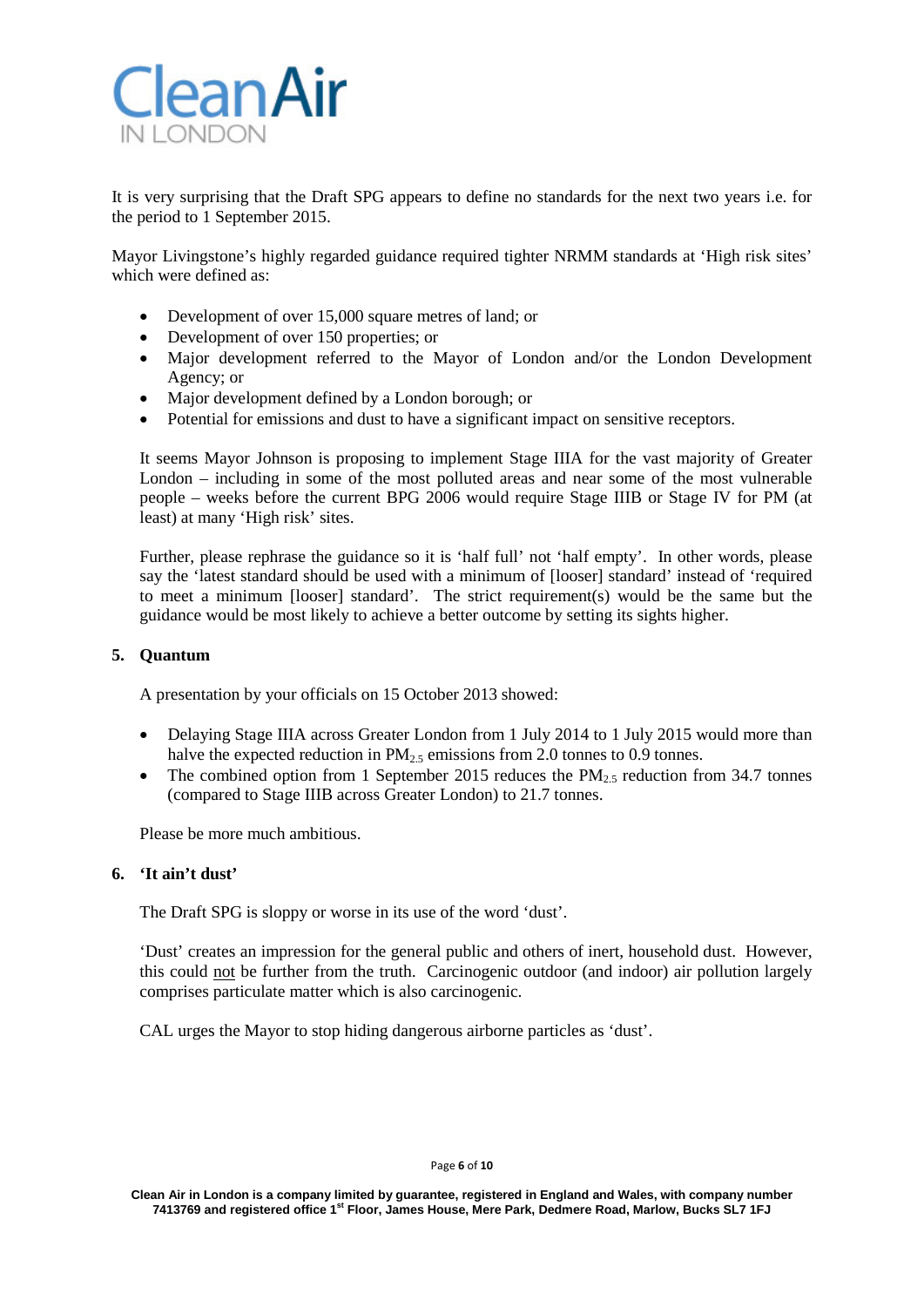It is very surprising that the Draft SPG appears to define no standards for the next two years i.e. for the period to 1 September 2015.

Mayor Livingstone's highly regarded guidance required tighter NRMM standards at 'High risk sites' which were defined as:

- Development of over 15,000 square metres of land; or
- Development of over 150 properties; or
- Major development referred to the Mayor of London and/or the London Development Agency; or
- Major development defined by a London borough; or
- Potential for emissions and dust to have a significant impact on sensitive receptors.

It seems Mayor Johnson is proposing to implement Stage IIIA for the vast majority of Greater London – including in some of the most polluted areas and near some of the most vulnerable people – weeks before the current BPG 2006 would require Stage IIIB or Stage IV for PM (at least) at many 'High risk' sites.

Further, please rephrase the guidance so it is 'half full' not 'half empty'. In other words, please say the 'latest standard should be used with a minimum of [looser] standard' instead of 'required to meet a minimum [looser] standard'. The strict requirement(s) would be the same but the guidance would be most likely to achieve a better outcome by setting its sights higher.

## 5. Quantum

A presentation by your officials on 15 October 2013 showed:

- Delaying Stage IIIA across Greater London from 1 July 2014 to 1 July 2015 would more than halve the expected reduction in $PM_{2.5}$ emissions from 2.0 tonnes to 0.9 tonnes.
- The combined option from 1 September 2015 reduces the $PM_{2.5}$ reduction from 34.7 tonnes (compared to Stage IIIB across Greater London) to 21.7 tonnes.

Please be more much ambitious.

## 6. 'It ain't dust'

The Draft SPG is sloppy or worse in its use of the word 'dust'.

'Dust' creates an impression for the general public and others of inert, household dust. However, this could not be further from the truth. Carcinogenic outdoor (and indoor) air pollution largely comprises particulate matter which is also carcinogenic.

CAL urges the Mayor to stop hiding dangerous airborne particles as 'dust'.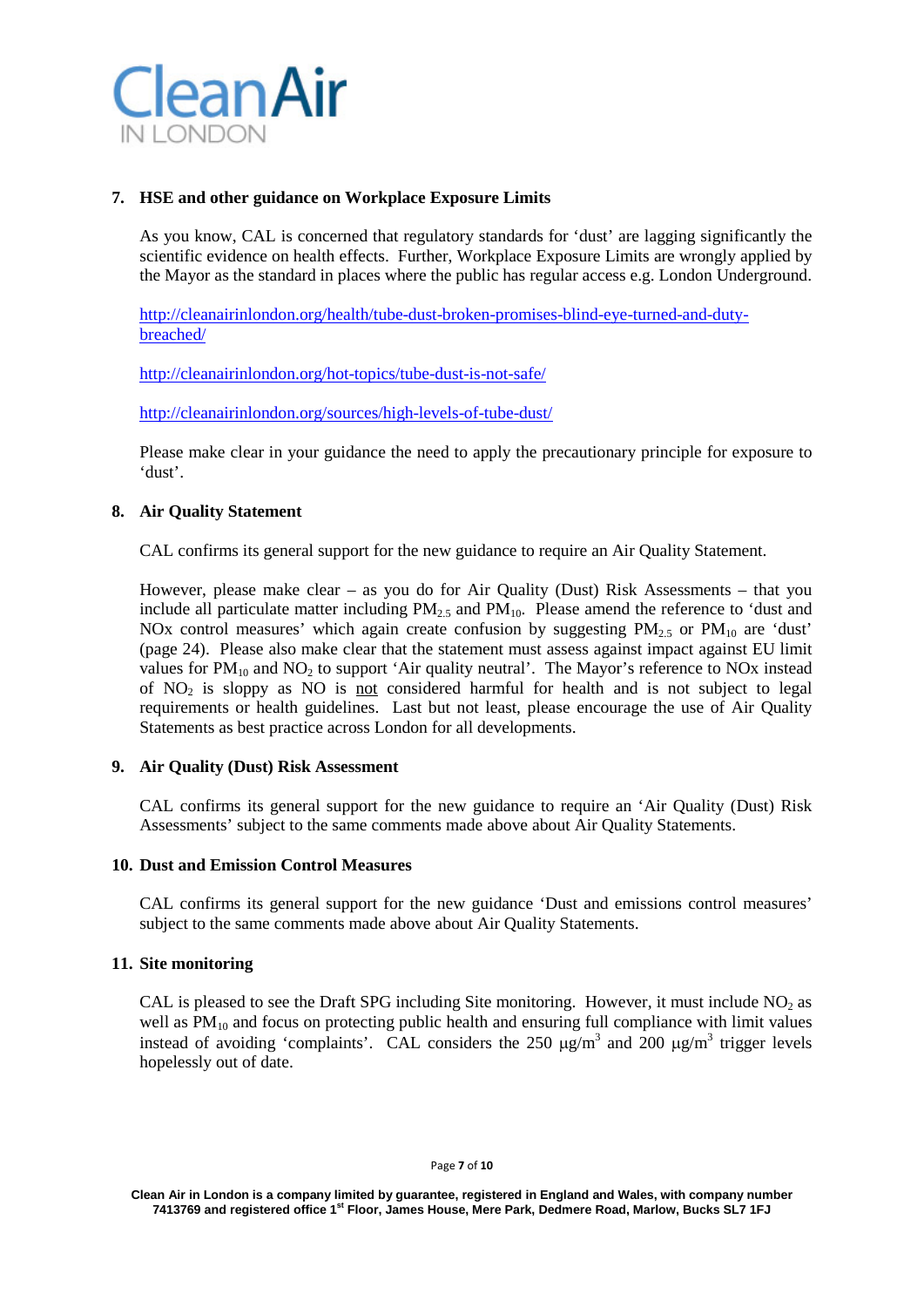## 7. HSE and other guidance on Workplace Exposure Limits

As you know, CAL is concerned that regulatory standards for 'dust' are lagging significantly the scientific evidence on health effects. Further, Workplace Exposure Limits are wrongly applied by the Mayor as the standard in places where the public has regular access e.g. London Underground.

http://cleanairinlondon.org/health/tube-dust-broken-promises-blind-eye-turned-and-duty-breached/

http://cleanairinlondon.org/hot-topics/tube-dust-is-not-safe/

http://cleanairinlondon.org/sources/high-levels-of-tube-dust/

Please make clear in your guidance the need to apply the precautionary principle for exposure to 'dust'.

## 8. Air Quality Statement

CAL confirms its general support for the new guidance to require an Air Quality Statement.

However, please make clear – as you do for Air Quality (Dust) Risk Assessments – that you include all particulate matter including $PM_{2.5}$ and $PM_{10}$. Please amend the reference to 'dust and NOx control measures' which again create confusion by suggesting $PM_{2.5}$ or $PM_{10}$ are 'dust' (page 24). Please also make clear that the statement must assess against impact against EU limit values for $PM_{10}$ and $NO_2$ to support 'Air quality neutral'. The Mayor's reference to NOx instead of $NO_2$ is sloppy as NO is not considered harmful for health and is not subject to legal requirements or health guidelines. Last but not least, please encourage the use of Air Quality Statements as best practice across London for all developments.

## 9. Air Quality (Dust) Risk Assessment

CAL confirms its general support for the new guidance to require an 'Air Quality (Dust) Risk Assessments' subject to the same comments made above about Air Quality Statements.

## 10. Dust and Emission Control Measures

CAL confirms its general support for the new guidance 'Dust and emissions control measures' subject to the same comments made above about Air Quality Statements.

## 11. Site monitoring

CAL is pleased to see the Draft SPG including Site monitoring. However, it must include $NO_2$ as well as $PM_{10}$ and focus on protecting public health and ensuring full compliance with limit values instead of avoiding 'complaints'. CAL considers the 250 $\mu g/m^3$ and 200 $\mu g/m^3$ trigger levels hopelessly out of date.

Clean Air in London is a company limited by guarantee, registered in England and Wales, with company number 7413769 and registered office 1st Floor, James House, Mere Park, Dedmere Road, Marlow, Bucks SL7 1FJ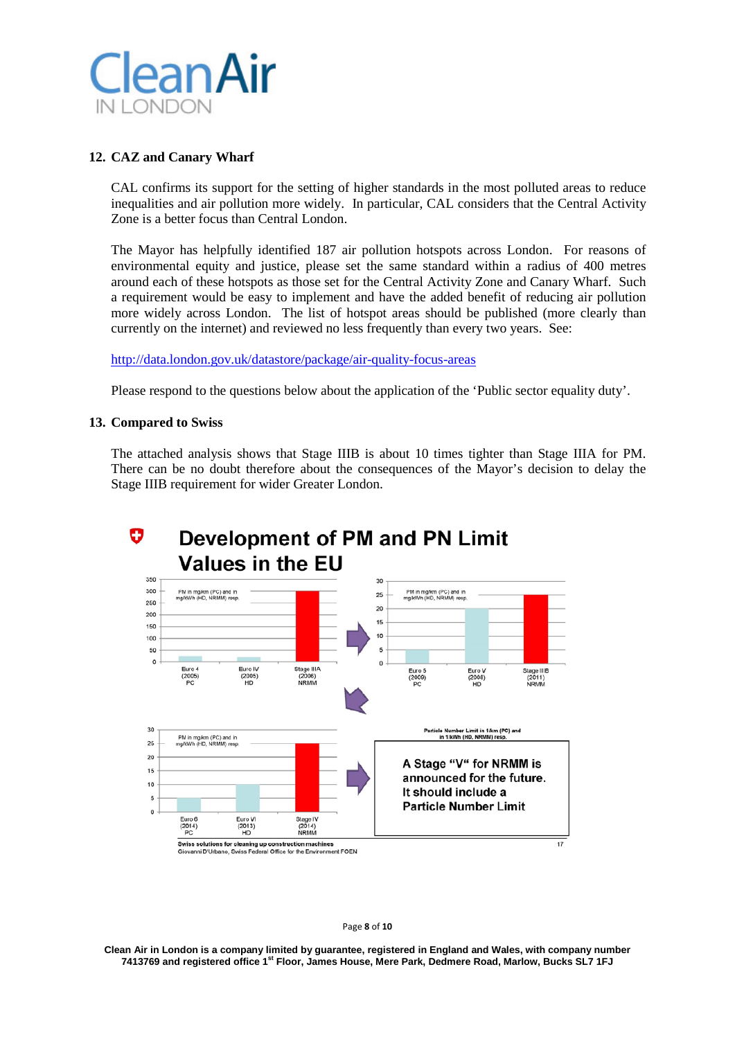## 12. CAZ and Canary Wharf

CAL confirms its support for the setting of higher standards in the most polluted areas to reduce inequalities and air pollution more widely. In particular, CAL considers that the Central Activity Zone is a better focus than Central London.

The Mayor has helpfully identified 187 air pollution hotspots across London. For reasons of environmental equity and justice, please set the same standard within a radius of 400 metres around each of these hotspots as those set for the Central Activity Zone and Canary Wharf. Such a requirement would be easy to implement and have the added benefit of reducing air pollution more widely across London. The list of hotspot areas should be published (more clearly than currently on the internet) and reviewed no less frequently than every two years. See:

[http://data.london.gov.uk/datastore/package/air-quality-focus-areas](http://data.london.gov.uk/datastore/package/air-quality-focus-areas)

Please respond to the questions below about the application of the 'Public sector equality duty'.

## 13. Compared to Swiss

The attached analysis shows that Stage IIIB is about 10 times tighter than Stage IIIA for PM. There can be no doubt therefore about the consequences of the Mayor's decision to delay the Stage IIIB requirement for wider Greater London.

**Development of PM and PN Limit Values in the EU**

PM in mg/km (PC) and in mg/kWh (HD, NRMM) resp.

| Euro 4 (2005) PC | Euro IV (2005) HD | Stage IIIA (2006) NRMM |
|---|---|---|

| Euro 5 (2009) PC | Euro V (2008) HD | Stage IIIB (2011) NRMM |
|---|---|---|

| Euro 6 (2014) PC | Euro VI (2013) HD | Stage IV (2014) NRMM |
|---|---|---|

Particle Number Limit in 1/km (PC) and in 1/kWh (HD, NRMM) resp.

A Stage "V" for NRMM is announced for the future. It should include a Particle Number Limit

Swiss solutions for cleaning up construction machines
Giovanni D'Urbano, Swiss Federal Office for the Environment FOEN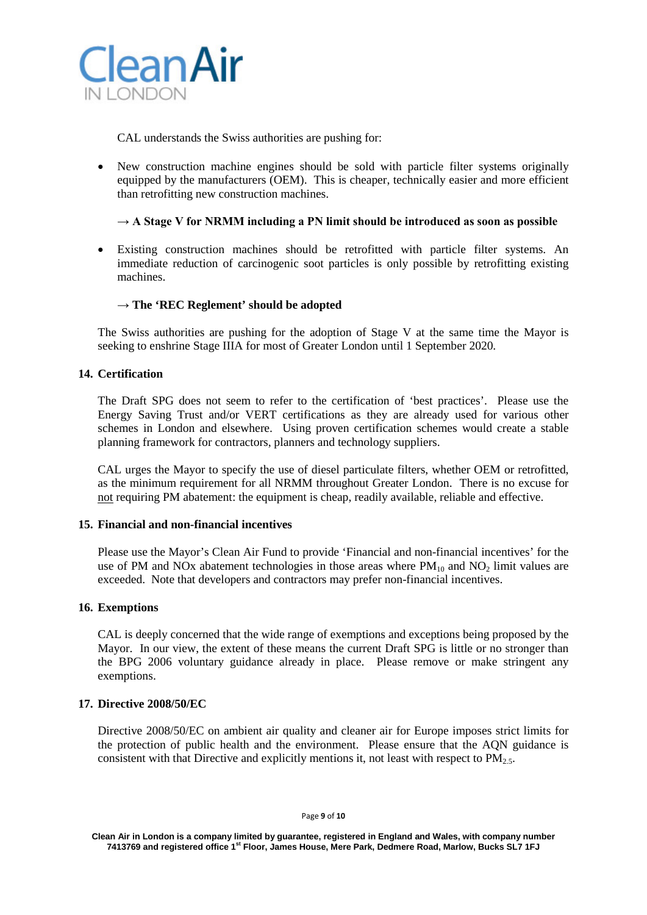CAL understands the Swiss authorities are pushing for:

- New construction machine engines should be sold with particle filter systems originally equipped by the manufacturers (OEM). This is cheaper, technically easier and more efficient than retrofitting new construction machines.

  **→ A Stage V for NRMM including a PN limit should be introduced as soon as possible**

- Existing construction machines should be retrofitted with particle filter systems. An immediate reduction of carcinogenic soot particles is only possible by retrofitting existing machines.

  **→ The 'REC Reglement' should be adopted**

The Swiss authorities are pushing for the adoption of Stage V at the same time the Mayor is seeking to enshrine Stage IIIA for most of Greater London until 1 September 2020.

## 14. Certification

The Draft SPG does not seem to refer to the certification of 'best practices'. Please use the Energy Saving Trust and/or VERT certifications as they are already used for various other schemes in London and elsewhere. Using proven certification schemes would create a stable planning framework for contractors, planners and technology suppliers.

CAL urges the Mayor to specify the use of diesel particulate filters, whether OEM or retrofitted, as the minimum requirement for all NRMM throughout Greater London. There is no excuse for <u>not</u> requiring PM abatement: the equipment is cheap, readily available, reliable and effective.

## 15. Financial and non-financial incentives

Please use the Mayor's Clean Air Fund to provide 'Financial and non-financial incentives' for the use of PM and NOx abatement technologies in those areas where $PM_{10}$ and $NO_2$ limit values are exceeded. Note that developers and contractors may prefer non-financial incentives.

## 16. Exemptions

CAL is deeply concerned that the wide range of exemptions and exceptions being proposed by the Mayor. In our view, the extent of these means the current Draft SPG is little or no stronger than the BPG 2006 voluntary guidance already in place. Please remove or make stringent any exemptions.

## 17. Directive 2008/50/EC

Directive 2008/50/EC on ambient air quality and cleaner air for Europe imposes strict limits for the protection of public health and the environment. Please ensure that the AQN guidance is consistent with that Directive and explicitly mentions it, not least with respect to $PM_{2.5}$.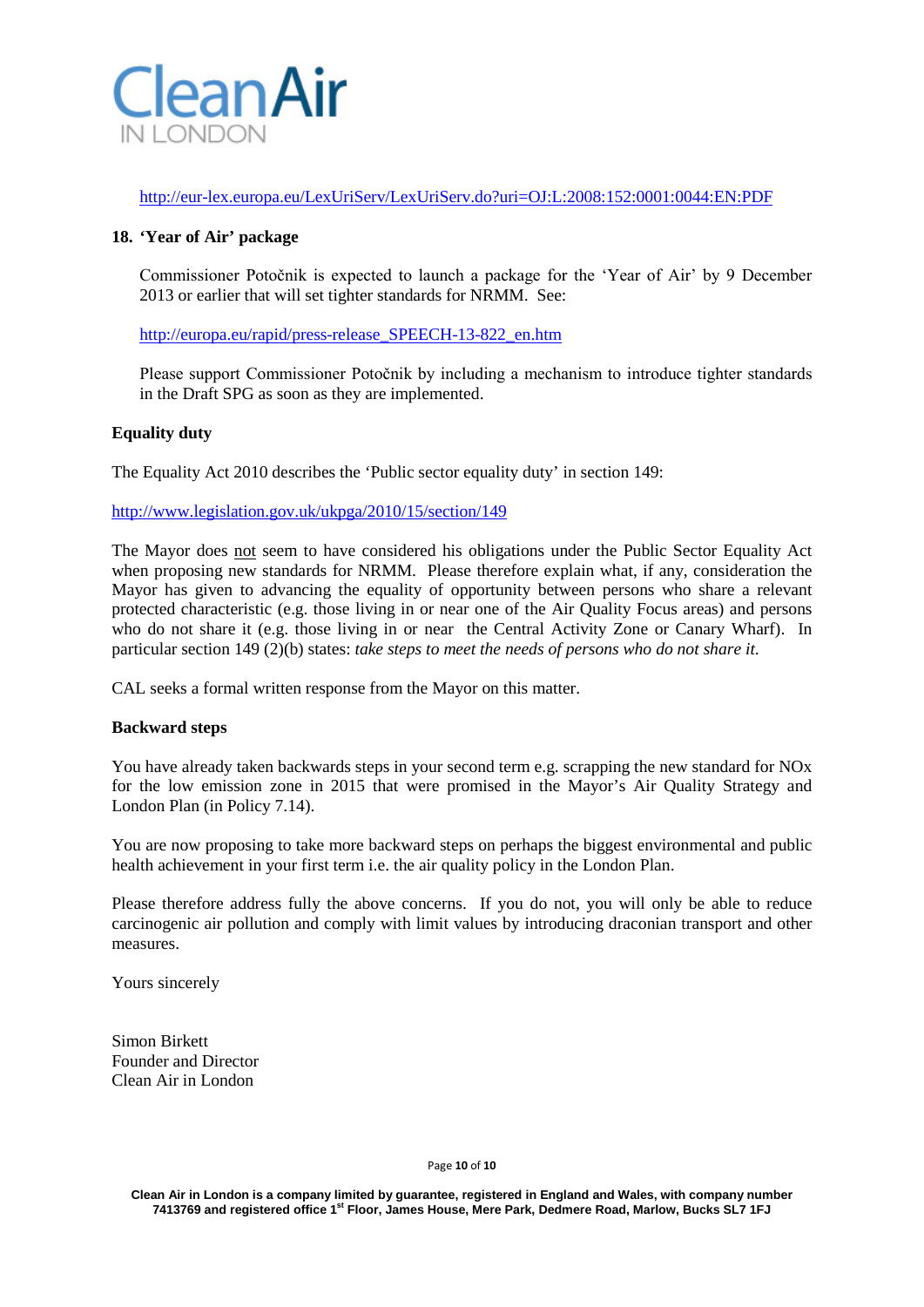http://eur-lex.europa.eu/LexUriServ/LexUriServ.do?uri=OJ:L:2008:152:0001:0044:EN:PDF

**18. 'Year of Air' package**

Commissioner Potočnik is expected to launch a package for the 'Year of Air' by 9 December 2013 or earlier that will set tighter standards for NRMM. See:

http://europa.eu/rapid/press-release_SPEECH-13-822_en.htm

Please support Commissioner Potočnik by including a mechanism to introduce tighter standards in the Draft SPG as soon as they are implemented.

**Equality duty**

The Equality Act 2010 describes the 'Public sector equality duty' in section 149:

http://www.legislation.gov.uk/ukpga/2010/15/section/149

The Mayor does not seem to have considered his obligations under the Public Sector Equality Act when proposing new standards for NRMM. Please therefore explain what, if any, consideration the Mayor has given to advancing the equality of opportunity between persons who share a relevant protected characteristic (e.g. those living in or near one of the Air Quality Focus areas) and persons who do not share it (e.g. those living in or near the Central Activity Zone or Canary Wharf). In particular section 149 (2)(b) states: *take steps to meet the needs of persons who do not share it.*

CAL seeks a formal written response from the Mayor on this matter.

**Backward steps**

You have already taken backwards steps in your second term e.g. scrapping the new standard for NOx for the low emission zone in 2015 that were promised in the Mayor's Air Quality Strategy and London Plan (in Policy 7.14).

You are now proposing to take more backward steps on perhaps the biggest environmental and public health achievement in your first term i.e. the air quality policy in the London Plan.

Please therefore address fully the above concerns. If you do not, you will only be able to reduce carcinogenic air pollution and comply with limit values by introducing draconian transport and other measures.

Yours sincerely

Simon Birkett
Founder and Director
Clean Air in London

**Clean Air in London is a company limited by guarantee, registered in England and Wales, with company number 7413769 and registered office 1st Floor, James House, Mere Park, Dedmere Road, Marlow, Bucks SL7 1FJ**